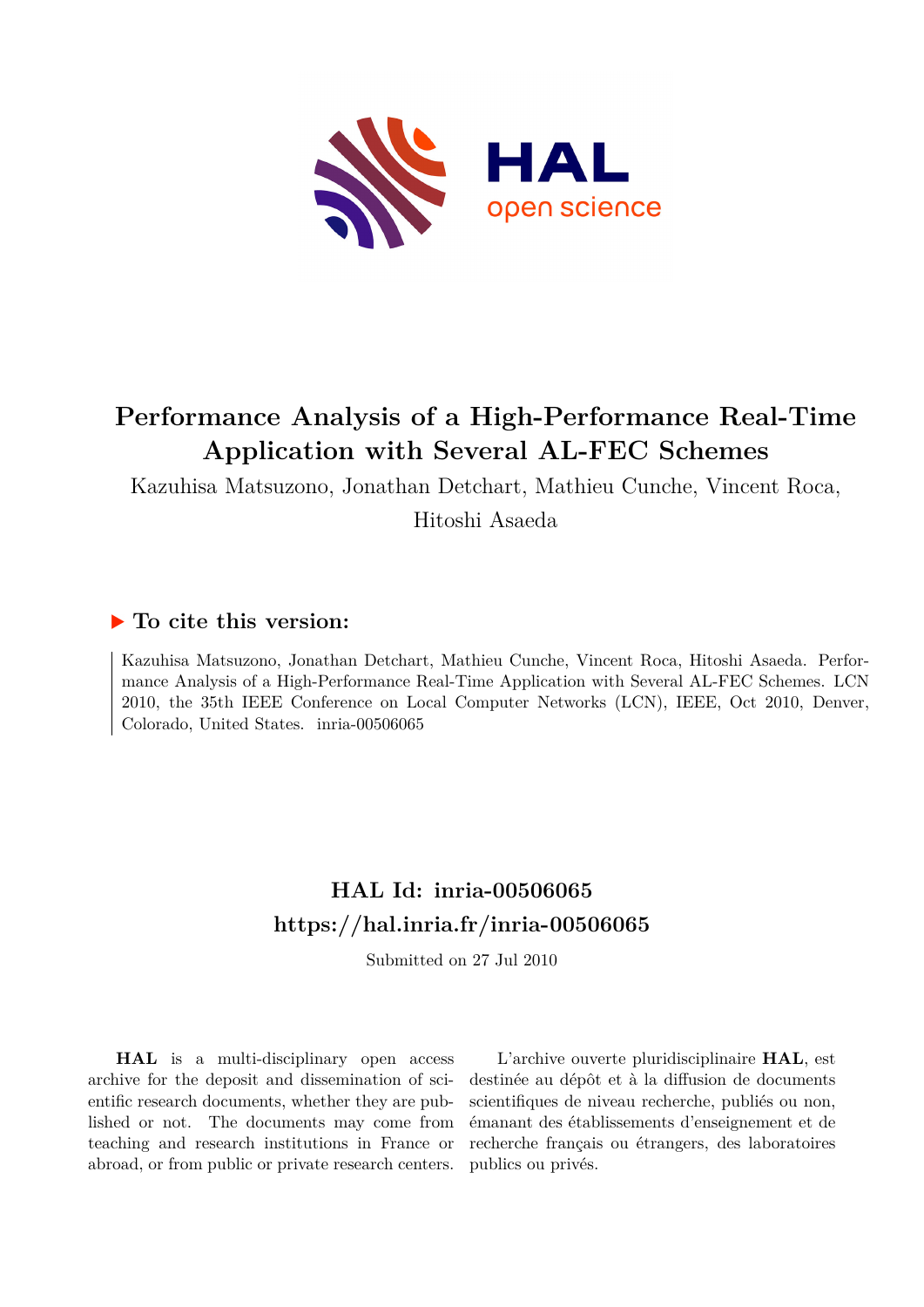# Performance Analysis of a High-Performance Real-Time Application with Several AL-FEC Schemes

Kazuhisa Matsuzono, Jonathan Detchart, Mathieu Cunche, Vincent Roca, Hitoshi Asaeda

## ▶ To cite this version:

Kazuhisa Matsuzono, Jonathan Detchart, Mathieu Cunche, Vincent Roca, Hitoshi Asaeda. Performance Analysis of a High-Performance Real-Time Application with Several AL-FEC Schemes. LCN 2010, the 35th IEEE Conference on Local Computer Networks (LCN), IEEE, Oct 2010, Denver, Colorado, United States. inria-00506065

## HAL Id: inria-00506065
## https://hal.inria.fr/inria-00506065

Submitted on 27 Jul 2010

**HAL** is a multi-disciplinary open access archive for the deposit and dissemination of scientific research documents, whether they are published or not. The documents may come from teaching and research institutions in France or abroad, or from public or private research centers.

L'archive ouverte pluridisciplinaire **HAL**, est destinée au dépôt et à la diffusion de documents scientifiques de niveau recherche, publiés ou non, émanant des établissements d'enseignement et de recherche français ou étrangers, des laboratoires publics ou privés.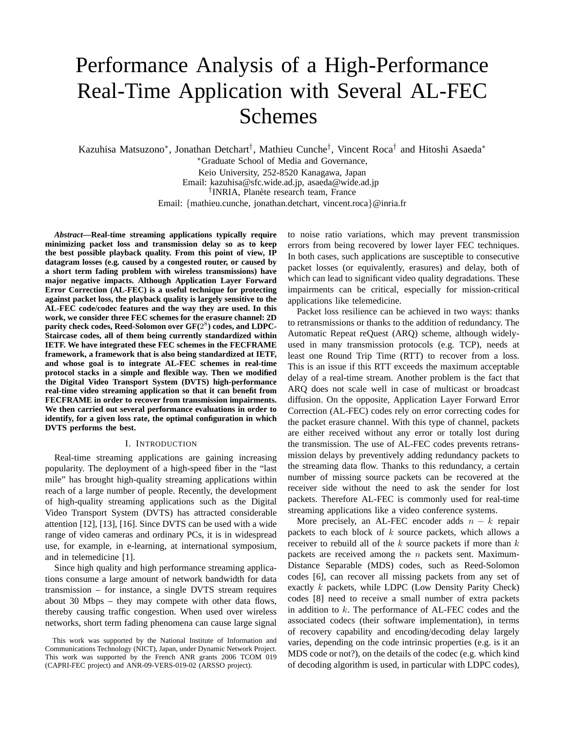# Performance Analysis of a High-Performance Real-Time Application with Several AL-FEC Schemes

Kazuhisa Matsuzono*, Jonathan Detchart†, Mathieu Cunche†, Vincent Roca† and Hitoshi Asaeda*

*Graduate School of Media and Governance,
Keio University, 252-8520 Kanagawa, Japan
Email: kazuhisa@sfc.wide.ad.jp, asaeda@wide.ad.jp
†INRIA, Planète research team, France
Email: {mathieu.cunche, jonathan.detchart, vincent.roca}@inria.fr

***Abstract*—Real-time streaming applications typically require minimizing packet loss and transmission delay so as to keep the best possible playback quality. From this point of view, IP datagram losses (e.g. caused by a congested router, or caused by a short term fading problem with wireless transmissions) have major negative impacts. Although Application Layer Forward Error Correction (AL-FEC) is a useful technique for protecting against packet loss, the playback quality is largely sensitive to the AL-FEC code/codec features and the way they are used. In this work, we consider three FEC schemes for the erasure channel: 2D parity check codes, Reed-Solomon over GF($2^8$) codes, and LDPC-Staircase codes, all of them being currently standardized within IETF. We have integrated these FEC schemes in the FECFRAME framework, a framework that is also being standardized at IETF, and whose goal is to integrate AL-FEC schemes in real-time protocol stacks in a simple and flexible way. Then we modified the Digital Video Transport System (DVTS) high-performance real-time video streaming application so that it can benefit from FECFRAME in order to recover from transmission impairments. We then carried out several performance evaluations in order to identify, for a given loss rate, the optimal configuration in which DVTS performs the best.**

## I. Introduction

Real-time streaming applications are gaining increasing popularity. The deployment of a high-speed fiber in the "last mile" has brought high-quality streaming applications within reach of a large number of people. Recently, the development of high-quality streaming applications such as the Digital Video Transport System (DVTS) has attracted considerable attention [12], [13], [16]. Since DVTS can be used with a wide range of video cameras and ordinary PCs, it is in widespread use, for example, in e-learning, at international symposium, and in telemedicine [1].

Since high quality and high performance streaming applications consume a large amount of network bandwidth for data transmission – for instance, a single DVTS stream requires about 30 Mbps – they may compete with other data flows, thereby causing traffic congestion. When used over wireless networks, short term fading phenomena can cause large signal to noise ratio variations, which may prevent transmission errors from being recovered by lower layer FEC techniques. In both cases, such applications are susceptible to consecutive packet losses (or equivalently, erasures) and delay, both of which can lead to significant video quality degradations. These impairments can be critical, especially for mission-critical applications like telemedicine.

Packet loss resilience can be achieved in two ways: thanks to retransmissions or thanks to the addition of redundancy. The Automatic Repeat reQuest (ARQ) scheme, although widely-used in many transmission protocols (e.g. TCP), needs at least one Round Trip Time (RTT) to recover from a loss. This is an issue if this RTT exceeds the maximum acceptable delay of a real-time stream. Another problem is the fact that ARQ does not scale well in case of multicast or broadcast diffusion. On the opposite, Application Layer Forward Error Correction (AL-FEC) codes rely on error correcting codes for the packet erasure channel. With this type of channel, packets are either received without any error or totally lost during the transmission. The use of AL-FEC codes prevents retransmission delays by preventively adding redundancy packets to the streaming data flow. Thanks to this redundancy, a certain number of missing source packets can be recovered at the receiver side without the need to ask the sender for lost packets. Therefore AL-FEC is commonly used for real-time streaming applications like a video conference systems.

More precisely, an AL-FEC encoder adds $n - k$ repair packets to each block of $k$ source packets, which allows a receiver to rebuild all of the $k$ source packets if more than $k$ packets are received among the $n$ packets sent. Maximum-Distance Separable (MDS) codes, such as Reed-Solomon codes [6], can recover all missing packets from any set of exactly $k$ packets, while LDPC (Low Density Parity Check) codes [8] need to receive a small number of extra packets in addition to $k$. The performance of AL-FEC codes and the associated codecs (their software implementation), in terms of recovery capability and encoding/decoding delay largely varies, depending on the code intrinsic properties (e.g. is it an MDS code or not?), on the details of the codec (e.g. which kind of decoding algorithm is used, in particular with LDPC codes),

This work was supported by the National Institute of Information and Communications Technology (NICT), Japan, under Dynamic Network Project. This work was supported by the French ANR grants 2006 TCOM 019 (CAPRI-FEC project) and ANR-09-VERS-019-02 (ARSSO project).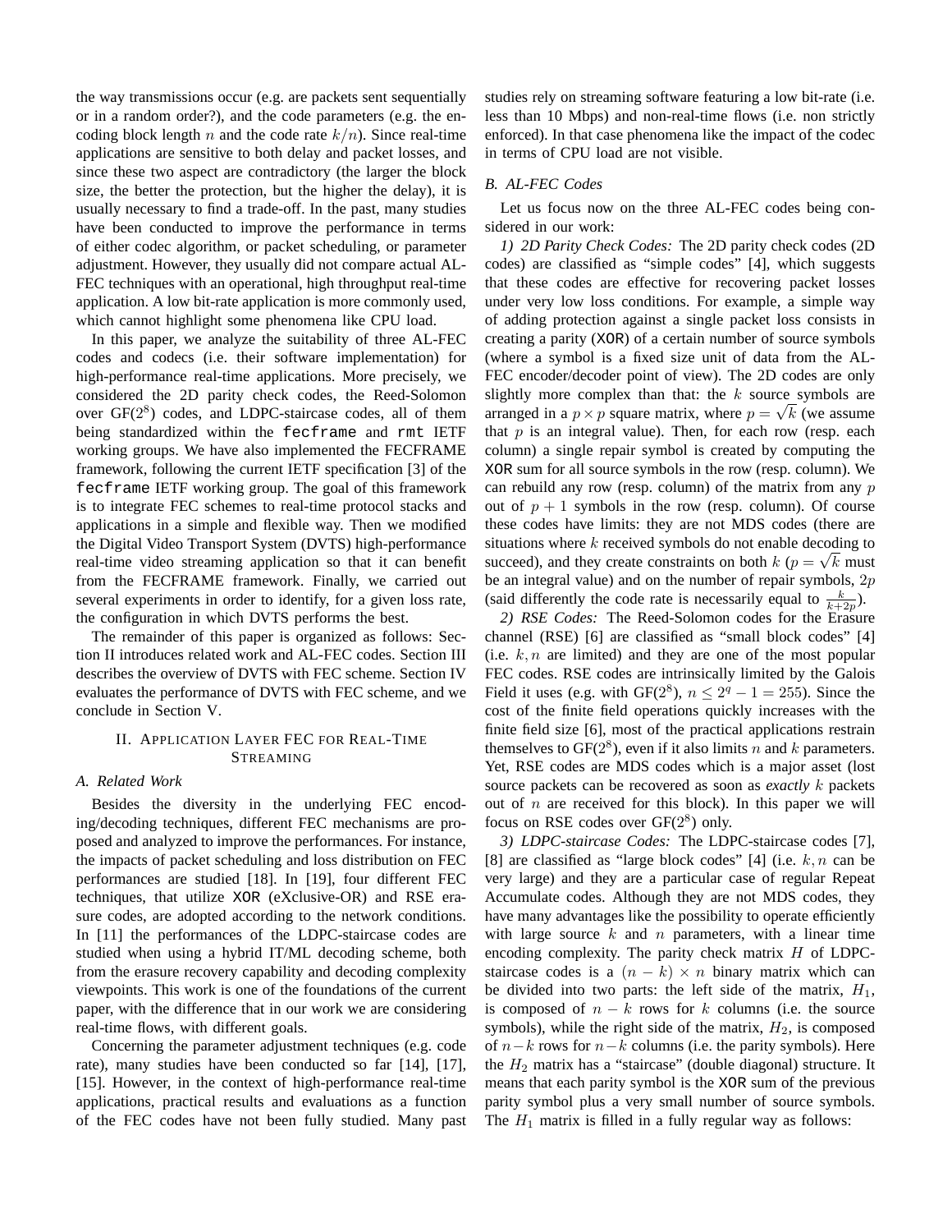the way transmissions occur (e.g. are packets sent sequentially or in a random order?), and the code parameters (e.g. the encoding block length $n$ and the code rate $k/n$). Since real-time applications are sensitive to both delay and packet losses, and since these two aspect are contradictory (the larger the block size, the better the protection, but the higher the delay), it is usually necessary to find a trade-off. In the past, many studies have been conducted to improve the performance in terms of either codec algorithm, or packet scheduling, or parameter adjustment. However, they usually did not compare actual AL-FEC techniques with an operational, high throughput real-time application. A low bit-rate application is more commonly used, which cannot highlight some phenomena like CPU load.

In this paper, we analyze the suitability of three AL-FEC codes and codecs (i.e. their software implementation) for high-performance real-time applications. More precisely, we considered the 2D parity check codes, the Reed-Solomon over GF($2^8$) codes, and LDPC-staircase codes, all of them being standardized within the `fecframe` and `rmt` IETF working groups. We have also implemented the FECFRAME framework, following the current IETF specification [3] of the `fecframe` IETF working group. The goal of this framework is to integrate FEC schemes to real-time protocol stacks and applications in a simple and flexible way. Then we modified the Digital Video Transport System (DVTS) high-performance real-time video streaming application so that it can benefit from the FECFRAME framework. Finally, we carried out several experiments in order to identify, for a given loss rate, the configuration in which DVTS performs the best.

The remainder of this paper is organized as follows: Section II introduces related work and AL-FEC codes. Section III describes the overview of DVTS with FEC scheme. Section IV evaluates the performance of DVTS with FEC scheme, and we conclude in Section V.

## II. Application Layer FEC for Real-Time Streaming

### A. Related Work

Besides the diversity in the underlying FEC encoding/decoding techniques, different FEC mechanisms are proposed and analyzed to improve the performances. For instance, the impacts of packet scheduling and loss distribution on FEC performances are studied [18]. In [19], four different FEC techniques, that utilize `XOR` (eXclusive-OR) and RSE erasure codes, are adopted according to the network conditions. In [11] the performances of the LDPC-staircase codes are studied when using a hybrid IT/ML decoding scheme, both from the erasure recovery capability and decoding complexity viewpoints. This work is one of the foundations of the current paper, with the difference that in our work we are considering real-time flows, with different goals.

Concerning the parameter adjustment techniques (e.g. code rate), many studies have been conducted so far [14], [17], [15]. However, in the context of high-performance real-time applications, practical results and evaluations as a function of the FEC codes have not been fully studied. Many past studies rely on streaming software featuring a low bit-rate (i.e. less than 10 Mbps) and non-real-time flows (i.e. non strictly enforced). In that case phenomena like the impact of the codec in terms of CPU load are not visible.

### B. AL-FEC Codes

Let us focus now on the three AL-FEC codes being considered in our work:

*1) 2D Parity Check Codes:* The 2D parity check codes (2D codes) are classified as "simple codes" [4], which suggests that these codes are effective for recovering packet losses under very low loss conditions. For example, a simple way of adding protection against a single packet loss consists in creating a parity (`XOR`) of a certain number of source symbols (where a symbol is a fixed size unit of data from the AL-FEC encoder/decoder point of view). The 2D codes are only slightly more complex than that: the $k$ source symbols are arranged in a $p \times p$ square matrix, where $p = \sqrt{k}$ (we assume that $p$ is an integral value). Then, for each row (resp. each column) a single repair symbol is created by computing the `XOR` sum for all source symbols in the row (resp. column). We can rebuild any row (resp. column) of the matrix from any $p$ out of $p + 1$ symbols in the row (resp. column). Of course these codes have limits: they are not MDS codes (there are situations where $k$ received symbols do not enable decoding to succeed), and they create constraints on both $k$ ($p = \sqrt{k}$ must be an integral value) and on the number of repair symbols, $2p$ (said differently the code rate is necessarily equal to $\frac{k}{k+2p}$).

*2) RSE Codes:* The Reed-Solomon codes for the Erasure channel (RSE) [6] are classified as "small block codes" [4] (i.e. $k, n$ are limited) and they are one of the most popular FEC codes. RSE codes are intrinsically limited by the Galois Field it uses (e.g. with GF($2^8$), $n \leq 2^q - 1 = 255$). Since the cost of the finite field operations quickly increases with the finite field size [6], most of the practical applications restrain themselves to GF($2^8$), even if it also limits $n$ and $k$ parameters. Yet, RSE codes are MDS codes which is a major asset (lost source packets can be recovered as soon as *exactly* $k$ packets out of $n$ are received for this block). In this paper we will focus on RSE codes over GF($2^8$) only.

*3) LDPC-staircase Codes:* The LDPC-staircase codes [7], [8] are classified as "large block codes" [4] (i.e. $k, n$ can be very large) and they are a particular case of regular Repeat Accumulate codes. Although they are not MDS codes, they have many advantages like the possibility to operate efficiently with large source $k$ and $n$ parameters, with a linear time encoding complexity. The parity check matrix $H$ of LDPC-staircase codes is a $(n - k) \times n$ binary matrix which can be divided into two parts: the left side of the matrix, $H_1$, is composed of $n - k$ rows for $k$ columns (i.e. the source symbols), while the right side of the matrix, $H_2$, is composed of $n-k$ rows for $n-k$ columns (i.e. the parity symbols). Here the $H_2$ matrix has a "staircase" (double diagonal) structure. It means that each parity symbol is the `XOR` sum of the previous parity symbol plus a very small number of source symbols. The $H_1$ matrix is filled in a fully regular way as follows: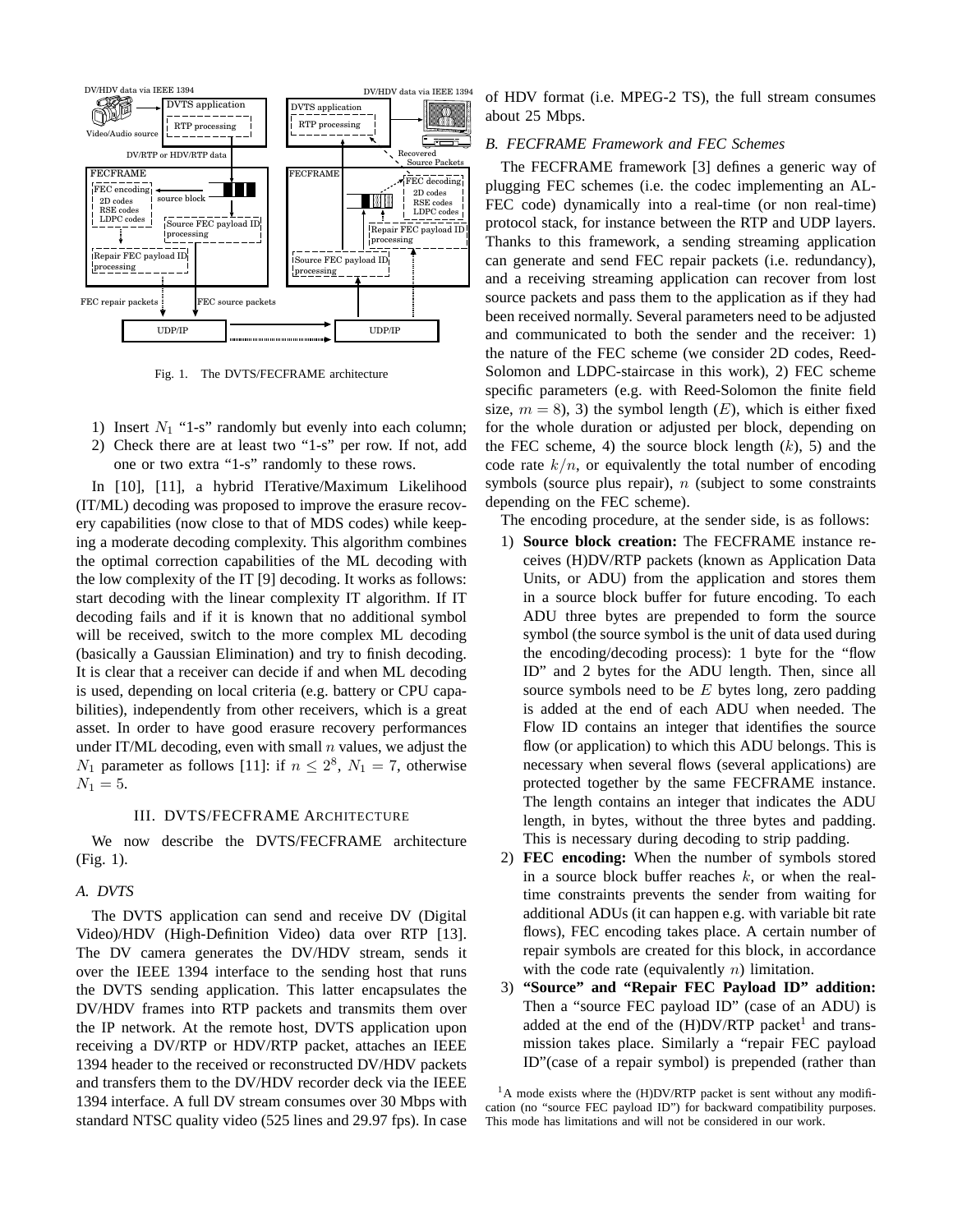Fig. 1. The DVTS/FECFRAME architecture

1) Insert $N_1$ "1-s" randomly but evenly into each column;
2) Check there are at least two "1-s" per row. If not, add one or two extra "1-s" randomly to these rows.

In [10], [11], a hybrid ITerative/Maximum Likelihood (IT/ML) decoding was proposed to improve the erasure recovery capabilities (now close to that of MDS codes) while keeping a moderate decoding complexity. This algorithm combines the optimal correction capabilities of the ML decoding with the low complexity of the IT [9] decoding. It works as follows: start decoding with the linear complexity IT algorithm. If IT decoding fails and if it is known that no additional symbol will be received, switch to the more complex ML decoding (basically a Gaussian Elimination) and try to finish decoding. It is clear that a receiver can decide if and when ML decoding is used, depending on local criteria (e.g. battery or CPU capabilities), independently from other receivers, which is a great asset. In order to have good erasure recovery performances under IT/ML decoding, even with small $n$ values, we adjust the $N_1$ parameter as follows [11]: if $n \leq 2^8$, $N_1 = 7$, otherwise $N_1 = 5$.

## III. DVTS/FECFRAME Architecture

We now describe the DVTS/FECFRAME architecture (Fig. 1).

### A. DVTS

The DVTS application can send and receive DV (Digital Video)/HDV (High-Definition Video) data over RTP [13]. The DV camera generates the DV/HDV stream, sends it over the IEEE 1394 interface to the sending host that runs the DVTS sending application. This latter encapsulates the DV/HDV frames into RTP packets and transmits them over the IP network. At the remote host, DVTS application upon receiving a DV/RTP or HDV/RTP packet, attaches an IEEE 1394 header to the received or reconstructed DV/HDV packets and transfers them to the DV/HDV recorder deck via the IEEE 1394 interface. A full DV stream consumes over 30 Mbps with standard NTSC quality video (525 lines and 29.97 fps). In case of HDV format (i.e. MPEG-2 TS), the full stream consumes about 25 Mbps.

### B. FECFRAME Framework and FEC Schemes

The FECFRAME framework [3] defines a generic way of plugging FEC schemes (i.e. the codec implementing an AL-FEC code) dynamically into a real-time (or non real-time) protocol stack, for instance between the RTP and UDP layers. Thanks to this framework, a sending streaming application can generate and send FEC repair packets (i.e. redundancy), and a receiving streaming application can recover from lost source packets and pass them to the application as if they had been received normally. Several parameters need to be adjusted and communicated to both the sender and the receiver: 1) the nature of the FEC scheme (we consider 2D codes, Reed-Solomon and LDPC-staircase in this work), 2) FEC scheme specific parameters (e.g. with Reed-Solomon the finite field size, $m = 8$), 3) the symbol length ($E$), which is either fixed for the whole duration or adjusted per block, depending on the FEC scheme, 4) the source block length ($k$), 5) and the code rate $k/n$, or equivalently the total number of encoding symbols (source plus repair), $n$ (subject to some constraints depending on the FEC scheme).

The encoding procedure, at the sender side, is as follows:

1) **Source block creation:** The FECFRAME instance receives (H)DV/RTP packets (known as Application Data Units, or ADU) from the application and stores them in a source block buffer for future encoding. To each ADU three bytes are prepended to form the source symbol (the source symbol is the unit of data used during the encoding/decoding process): 1 byte for the "flow ID" and 2 bytes for the ADU length. Then, since all source symbols need to be $E$ bytes long, zero padding is added at the end of each ADU when needed. The Flow ID contains an integer that identifies the source flow (or application) to which this ADU belongs. This is necessary when several flows (several applications) are protected together by the same FECFRAME instance. The length contains an integer that indicates the ADU length, in bytes, without the three bytes and padding. This is necessary during decoding to strip padding.
2) **FEC encoding:** When the number of symbols stored in a source block buffer reaches $k$, or when the real-time constraints prevents the sender from waiting for additional ADUs (it can happen e.g. with variable bit rate flows), FEC encoding takes place. A certain number of repair symbols are created for this block, in accordance with the code rate (equivalently $n$) limitation.
3) **"Source" and "Repair FEC Payload ID" addition:** Then a "source FEC payload ID" (case of an ADU) is added at the end of the (H)DV/RTP packet[1] and transmission takes place. Similarly a "repair FEC payload ID"(case of a repair symbol) is prepended (rather than

[1] A mode exists where the (H)DV/RTP packet is sent without any modification (no "source FEC payload ID") for backward compatibility purposes. This mode has limitations and will not be considered in our work.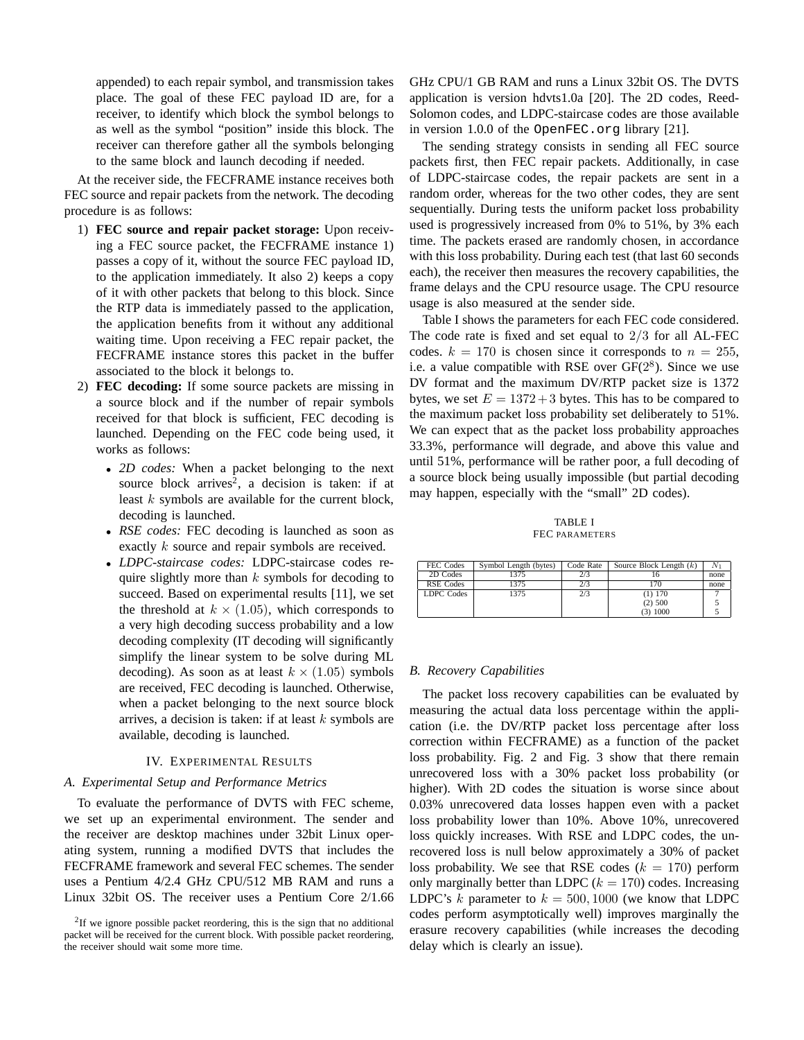appended) to each repair symbol, and transmission takes place. The goal of these FEC payload ID are, for a receiver, to identify which block the symbol belongs to as well as the symbol "position" inside this block. The receiver can therefore gather all the symbols belonging to the same block and launch decoding if needed.

At the receiver side, the FECFRAME instance receives both FEC source and repair packets from the network. The decoding procedure is as follows:

1) **FEC source and repair packet storage:** Upon receiving a FEC source packet, the FECFRAME instance 1) passes a copy of it, without the source FEC payload ID, to the application immediately. It also 2) keeps a copy of it with other packets that belong to this block. Since the RTP data is immediately passed to the application, the application benefits from it without any additional waiting time. Upon receiving a FEC repair packet, the FECFRAME instance stores this packet in the buffer associated to the block it belongs to.
2) **FEC decoding:** If some source packets are missing in a source block and if the number of repair symbols received for that block is sufficient, FEC decoding is launched. Depending on the FEC code being used, it works as follows:
   - *2D codes:* When a packet belonging to the next source block arrives[2], a decision is taken: if at least $k$ symbols are available for the current block, decoding is launched.
   - *RSE codes:* FEC decoding is launched as soon as exactly $k$ source and repair symbols are received.
   - *LDPC-staircase codes:* LDPC-staircase codes require slightly more than $k$ symbols for decoding to succeed. Based on experimental results [11], we set the threshold at $k \times (1.05)$, which corresponds to a very high decoding success probability and a low decoding complexity (IT decoding will significantly simplify the linear system to be solve during ML decoding). As soon as at least $k \times (1.05)$ symbols are received, FEC decoding is launched. Otherwise, when a packet belonging to the next source block arrives, a decision is taken: if at least $k$ symbols are available, decoding is launched.

[2]If we ignore possible packet reordering, this is the sign that no additional packet will be received for the current block. With possible packet reordering, the receiver should wait some more time.

## IV. Experimental Results

### A. Experimental Setup and Performance Metrics

To evaluate the performance of DVTS with FEC scheme, we set up an experimental environment. The sender and the receiver are desktop machines under 32bit Linux operating system, running a modified DVTS that includes the FECFRAME framework and several FEC schemes. The sender uses a Pentium 4/2.4 GHz CPU/512 MB RAM and runs a Linux 32bit OS. The receiver uses a Pentium Core 2/1.66 GHz CPU/1 GB RAM and runs a Linux 32bit OS. The DVTS application is version hdvts1.0a [20]. The 2D codes, Reed-Solomon codes, and LDPC-staircase codes are those available in version 1.0.0 of the `OpenFEC.org` library [21].

The sending strategy consists in sending all FEC source packets first, then FEC repair packets. Additionally, in case of LDPC-staircase codes, the repair packets are sent in a random order, whereas for the two other codes, they are sent sequentially. During tests the uniform packet loss probability used is progressively increased from 0% to 51%, by 3% each time. The packets erased are randomly chosen, in accordance with this loss probability. During each test (that last 60 seconds each), the receiver then measures the recovery capabilities, the frame delays and the CPU resource usage. The CPU resource usage is also measured at the sender side.

Table I shows the parameters for each FEC code considered. The code rate is fixed and set equal to $2/3$ for all AL-FEC codes. $k = 170$ is chosen since it corresponds to $n = 255$, i.e. a value compatible with RSE over GF($2^8$). Since we use DV format and the maximum DV/RTP packet size is 1372 bytes, we set $E = 1372 + 3$ bytes. This has to be compared to the maximum packet loss probability set deliberately to 51%. We can expect that as the packet loss probability approaches 33.3%, performance will degrade, and above this value and until 51%, performance will be rather poor, a full decoding of a source block being usually impossible (but partial decoding may happen, especially with the "small" 2D codes).

TABLE I
FEC PARAMETERS

| FEC Codes | Symbol Length (bytes) | Code Rate | Source Block Length ($k$) | $N_1$ |
|---|---|---|---|---|
| 2D Codes | 1375 | 2/3 | 16 | none |
| RSE Codes | 1375 | 2/3 | 170 | none |
| LDPC Codes | 1375 | 2/3 | (1) 170<br>(2) 500<br>(3) 1000 | 7<br>5<br>5 |

### B. Recovery Capabilities

The packet loss recovery capabilities can be evaluated by measuring the actual data loss percentage within the application (i.e. the DV/RTP packet loss percentage after loss correction within FECFRAME) as a function of the packet loss probability. Fig. 2 and Fig. 3 show that there remain unrecovered loss with a 30% packet loss probability (or higher). With 2D codes the situation is worse since about 0.03% unrecovered data losses happen even with a packet loss probability lower than 10%. Above 10%, unrecovered loss quickly increases. With RSE and LDPC codes, the unrecovered loss is null below approximately a 30% of packet loss probability. We see that RSE codes ($k = 170$) perform only marginally better than LDPC ($k = 170$) codes. Increasing LDPC's $k$ parameter to $k = 500, 1000$ (we know that LDPC codes perform asymptotically well) improves marginally the erasure recovery capabilities (while increases the decoding delay which is clearly an issue).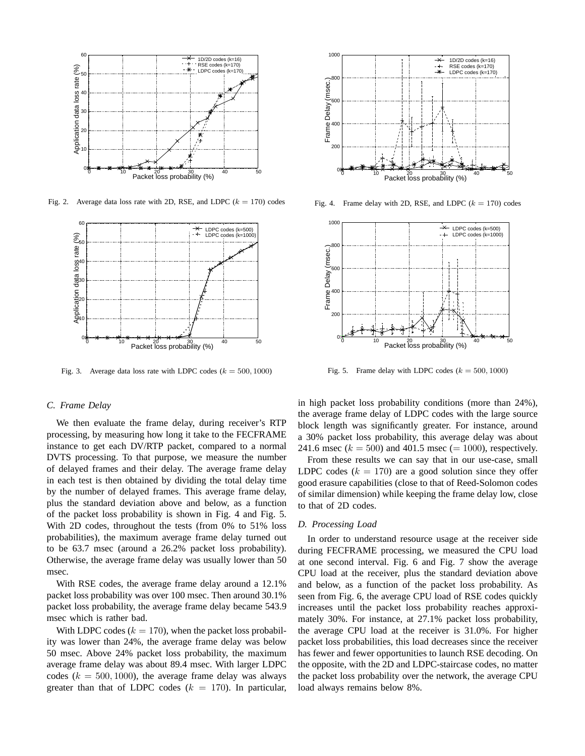Fig. 2. Average data loss rate with 2D, RSE, and LDPC ($k = 170$) codes

Fig. 3. Average data loss rate with LDPC codes ($k = 500, 1000$)

Fig. 4. Frame delay with 2D, RSE, and LDPC ($k = 170$) codes

Fig. 5. Frame delay with LDPC codes ($k = 500, 1000$)

### C. Frame Delay

We then evaluate the frame delay, during receiver's RTP processing, by measuring how long it take to the FECFRAME instance to get each DV/RTP packet, compared to a normal DVTS processing. To that purpose, we measure the number of delayed frames and their delay. The average frame delay in each test is then obtained by dividing the total delay time by the number of delayed frames. This average frame delay, plus the standard deviation above and below, as a function of the packet loss probability is shown in Fig. 4 and Fig. 5. With 2D codes, throughout the tests (from 0% to 51% loss probabilities), the maximum average frame delay turned out to be 63.7 msec (around a 26.2% packet loss probability). Otherwise, the average frame delay was usually lower than 50 msec.

With RSE codes, the average frame delay around a 12.1% packet loss probability was over 100 msec. Then around 30.1% packet loss probability, the average frame delay became 543.9 msec which is rather bad.

With LDPC codes ($k = 170$), when the packet loss probability was lower than 24%, the average frame delay was below 50 msec. Above 24% packet loss probability, the maximum average frame delay was about 89.4 msec. With larger LDPC codes ($k = 500, 1000$), the average frame delay was always greater than that of LDPC codes ($k = 170$). In particular, in high packet loss probability conditions (more than 24%), the average frame delay of LDPC codes with the large source block length was significantly greater. For instance, around a 30% packet loss probability, this average delay was about 241.6 msec ($k = 500$) and 401.5 msec ($= 1000$), respectively.

From these results we can say that in our use-case, small LDPC codes ($k = 170$) are a good solution since they offer good erasure capabilities (close to that of Reed-Solomon codes of similar dimension) while keeping the frame delay low, close to that of 2D codes.

### D. Processing Load

In order to understand resource usage at the receiver side during FECFRAME processing, we measured the CPU load at one second interval. Fig. 6 and Fig. 7 show the average CPU load at the receiver, plus the standard deviation above and below, as a function of the packet loss probability. As seen from Fig. 6, the average CPU load of RSE codes quickly increases until the packet loss probability reaches approximately 30%. For instance, at 27.1% packet loss probability, the average CPU load at the receiver is 31.0%. For higher packet loss probabilities, this load decreases since the receiver has fewer and fewer opportunities to launch RSE decoding. On the opposite, with the 2D and LDPC-staircase codes, no matter the packet loss probability over the network, the average CPU load always remains below 8%.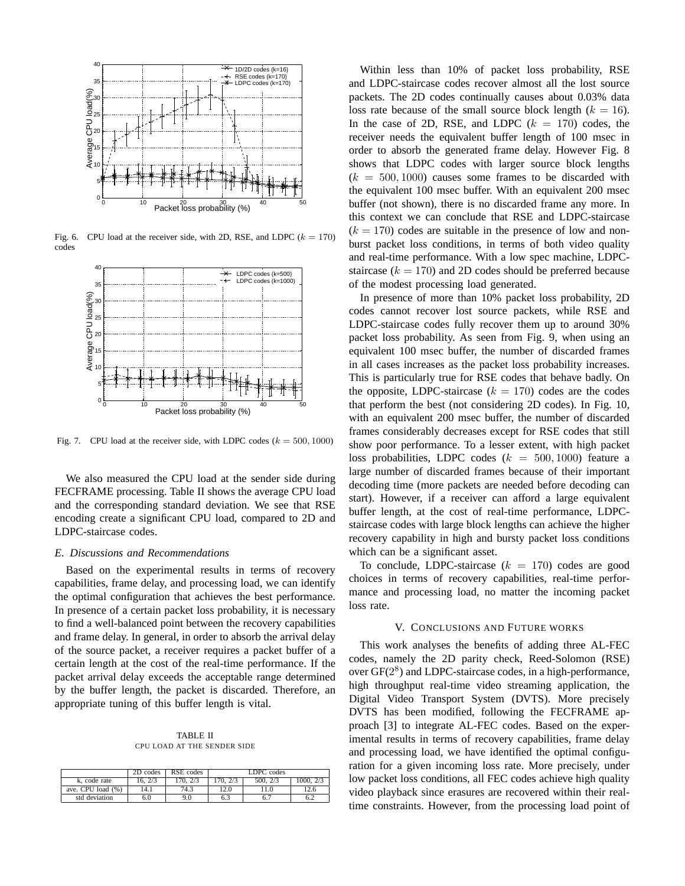Fig. 6. CPU load at the receiver side, with 2D, RSE, and LDPC ($k = 170$) codes

Fig. 7. CPU load at the receiver side, with LDPC codes ($k = 500, 1000$)

We also measured the CPU load at the sender side during FECFRAME processing. Table II shows the average CPU load and the corresponding standard deviation. We see that RSE encoding create a significant CPU load, compared to 2D and LDPC-staircase codes.

### E. Discussions and Recommendations

Based on the experimental results in terms of recovery capabilities, frame delay, and processing load, we can identify the optimal configuration that achieves the best performance. In presence of a certain packet loss probability, it is necessary to find a well-balanced point between the recovery capabilities and frame delay. In general, in order to absorb the arrival delay of the source packet, a receiver requires a packet buffer of a certain length at the cost of the real-time performance. If the packet arrival delay exceeds the acceptable range determined by the buffer length, the packet is discarded. Therefore, an appropriate tuning of this buffer length is vital.

TABLE II
CPU LOAD AT THE SENDER SIDE

| | 2D codes | RSE codes | LDPC codes | | |
|---|---|---|---|---|---|
| k, code rate | 16, 2/3 | 170, 2/3 | 170, 2/3 | 500, 2/3 | 1000, 2/3 |
| ave. CPU load (%) | 14.1 | 74.3 | 12.0 | 11.0 | 12.6 |
| std deviation | 6.0 | 9.0 | 6.3 | 6.7 | 6.2 |

Within less than 10% of packet loss probability, RSE and LDPC-staircase codes recover almost all the lost source packets. The 2D codes continually causes about 0.03% data loss rate because of the small source block length ($k = 16$). In the case of 2D, RSE, and LDPC ($k = 170$) codes, the receiver needs the equivalent buffer length of 100 msec in order to absorb the generated frame delay. However Fig. 8 shows that LDPC codes with larger source block lengths ($k = 500, 1000$) causes some frames to be discarded with the equivalent 100 msec buffer. With an equivalent 200 msec buffer (not shown), there is no discarded frame any more. In this context we can conclude that RSE and LDPC-staircase ($k = 170$) codes are suitable in the presence of low and non-burst packet loss conditions, in terms of both video quality and real-time performance. With a low spec machine, LDPC-staircase ($k = 170$) and 2D codes should be preferred because of the modest processing load generated.

In presence of more than 10% packet loss probability, 2D codes cannot recover lost source packets, while RSE and LDPC-staircase codes fully recover them up to around 30% packet loss probability. As seen from Fig. 9, when using an equivalent 100 msec buffer, the number of discarded frames in all cases increases as the packet loss probability increases. This is particularly true for RSE codes that behave badly. On the opposite, LDPC-staircase ($k = 170$) codes are the codes that perform the best (not considering 2D codes). In Fig. 10, with an equivalent 200 msec buffer, the number of discarded frames considerably decreases except for RSE codes that still show poor performance. To a lesser extent, with high packet loss probabilities, LDPC codes ($k = 500, 1000$) feature a large number of discarded frames because of their important decoding time (more packets are needed before decoding can start). However, if a receiver can afford a large equivalent buffer length, at the cost of real-time performance, LDPC-staircase codes with large block lengths can achieve the higher recovery capability in high and bursty packet loss conditions which can be a significant asset.

To conclude, LDPC-staircase ($k = 170$) codes are good choices in terms of recovery capabilities, real-time performance and processing load, no matter the incoming packet loss rate.

## V. CONCLUSIONS AND FUTURE WORKS

This work analyses the benefits of adding three AL-FEC codes, namely the 2D parity check, Reed-Solomon (RSE) over GF($2^8$) and LDPC-staircase codes, in a high-performance, high throughput real-time video streaming application, the Digital Video Transport System (DVTS). More precisely DVTS has been modified, following the FECFRAME approach [3] to integrate AL-FEC codes. Based on the experimental results in terms of recovery capabilities, frame delay and processing load, we have identified the optimal configuration for a given incoming loss rate. More precisely, under low packet loss conditions, all FEC codes achieve high quality video playback since erasures are recovered within their real-time constraints. However, from the processing load point of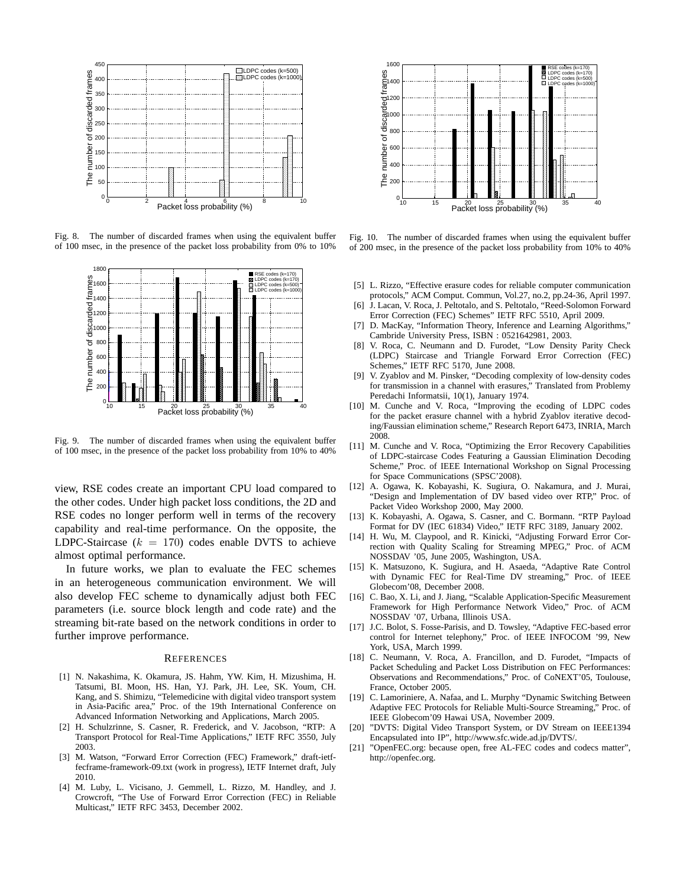450
400
350
300
250
200
150
100
50
0

0 2 4 6 8 10

The number of discarded frames

Packet loss probability (%)

LDPC codes (k=500)
LDPC codes (k=1000)

Fig. 8. The number of discarded frames when using the equivalent buffer of 100 msec, in the presence of the packet loss probability from 0% to 10%

1800
1600
1400
1200
1000
800
600
400
200
0

10 15 20 25 30 35 40

The number of discarded frames

Packet loss probability (%)

RSE codes (k=170)
LDPC codes (k=170)
LDPC codes (k=500)
LDPC codes (k=1000)

Fig. 9. The number of discarded frames when using the equivalent buffer of 100 msec, in the presence of the packet loss probability from 10% to 40%

view, RSE codes create an important CPU load compared to the other codes. Under high packet loss conditions, the 2D and RSE codes no longer perform well in terms of the recovery capability and real-time performance. On the opposite, the LDPC-Staircase ($k = 170$) codes enable DVTS to achieve almost optimal performance.

In future works, we plan to evaluate the FEC schemes in an heterogeneous communication environment. We will also develop FEC scheme to dynamically adjust both FEC parameters (i.e. source block length and code rate) and the streaming bit-rate based on the network conditions in order to further improve performance.

## REFERENCES

[1] N. Nakashima, K. Okamura, JS. Hahm, YW. Kim, H. Mizushima, H. Tatsumi, BI. Moon, HS. Han, YJ. Park, JH. Lee, SK. Youm, CH. Kang, and S. Shimizu, "Telemedicine with digital video transport system in Asia-Pacific area," Proc. of the 19th International Conference on Advanced Information Networking and Applications, March 2005.

[2] H. Schulzrinne, S. Casner, R. Frederick, and V. Jacobson, "RTP: A Transport Protocol for Real-Time Applications," IETF RFC 3550, July 2003.

[3] M. Watson, "Forward Error Correction (FEC) Framework," draft-ietf-fecframe-framework-09.txt (work in progress), IETF Internet draft, July 2010.

[4] M. Luby, L. Vicisano, J. Gemmell, L. Rizzo, M. Handley, and J. Crowcroft, "The Use of Forward Error Correction (FEC) in Reliable Multicast," IETF RFC 3453, December 2002.

1600
1400
1200
1000
800
600
400
200
0

10 15 20 25 30 35 40

The number of discarded frames

Packet loss probability (%)

RSE codes (k=170)
LDPC codes (k=170)
LDPC codes (k=500)
LDPC codes (k=1000)

Fig. 10. The number of discarded frames when using the equivalent buffer of 200 msec, in the presence of the packet loss probability from 10% to 40%

[5] L. Rizzo, "Effective erasure codes for reliable computer communication protocols," ACM Comput. Commun, Vol.27, no.2, pp.24-36, April 1997.

[6] J. Lacan, V. Roca, J. Peltotalo, and S. Peltotalo, "Reed-Solomon Forward Error Correction (FEC) Schemes" IETF RFC 5510, April 2009.

[7] D. MacKay, "Information Theory, Inference and Learning Algorithms," Cambride University Press, ISBN : 0521642981, 2003.

[8] V. Roca, C. Neumann and D. Furodet, "Low Density Parity Check (LDPC) Staircase and Triangle Forward Error Correction (FEC) Schemes," IETF RFC 5170, June 2008.

[9] V. Zyablov and M. Pinsker, "Decoding complexity of low-density codes for transmission in a channel with erasures," Translated from Problemy Peredachi Informatsii, 10(1), January 1974.

[10] M. Cunche and V. Roca, "Improving the ecoding of LDPC codes for the packet erasure channel with a hybrid Zyablov iterative decoding/Faussian elimination scheme," Research Report 6473, INRIA, March 2008.

[11] M. Cunche and V. Roca, "Optimizing the Error Recovery Capabilities of LDPC-staircase Codes Featuring a Gaussian Elimination Decoding Scheme," Proc. of IEEE International Workshop on Signal Processing for Space Communications (SPSC'2008).

[12] A. Ogawa, K. Kobayashi, K. Sugiura, O. Nakamura, and J. Murai, "Design and Implementation of DV based video over RTP," Proc. of Packet Video Workshop 2000, May 2000.

[13] K. Kobayashi, A. Ogawa, S. Casner, and C. Bormann. "RTP Payload Format for DV (IEC 61834) Video," IETF RFC 3189, January 2002.

[14] H. Wu, M. Claypool, and R. Kinicki, "Adjusting Forward Error Correction with Quality Scaling for Streaming MPEG," Proc. of ACM NOSSDAV '05, June 2005, Washington, USA.

[15] K. Matsuzono, K. Sugiura, and H. Asaeda, "Adaptive Rate Control with Dynamic FEC for Real-Time DV streaming," Proc. of IEEE Globecom'08, December 2008.

[16] C. Bao, X. Li, and J. Jiang, "Scalable Application-Specific Measurement Framework for High Performance Network Video," Proc. of ACM NOSSDAV '07, Urbana, Illinois USA.

[17] J.C. Bolot, S. Fosse-Parisis, and D. Towsley, "Adaptive FEC-based error control for Internet telephony," Proc. of IEEE INFOCOM '99, New York, USA, March 1999.

[18] C. Neumann, V. Roca, A. Francillon, and D. Furodet, "Impacts of Packet Scheduling and Packet Loss Distribution on FEC Performances: Observations and Recommendations," Proc. of CoNEXT'05, Toulouse, France, October 2005.

[19] C. Lamoriniere, A. Nafaa, and L. Murphy "Dynamic Switching Between Adaptive FEC Protocols for Reliable Multi-Source Streaming," Proc. of IEEE Globecom'09 Hawai USA, November 2009.

[20] "DVTS: Digital Video Transport System, or DV Stream on IEEE1394 Encapsulated into IP", http://www.sfc.wide.ad.jp/DVTS/.

[21] "OpenFEC.org: because open, free AL-FEC codes and codecs matter", http://openfec.org.